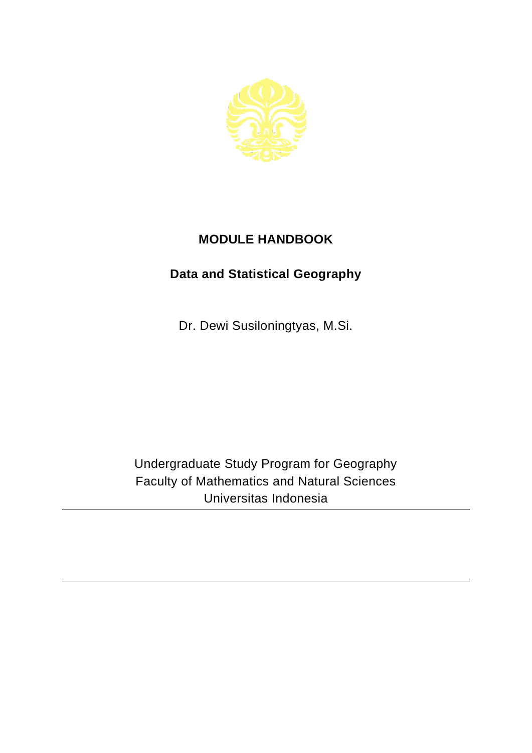# MODULE HANDBOOK

## Data and Statistical Geography

Dr. Dewi Susiloningtyas, M.Si.

Undergraduate Study Program for Geography
Faculty of Mathematics and Natural Sciences
Universitas Indonesia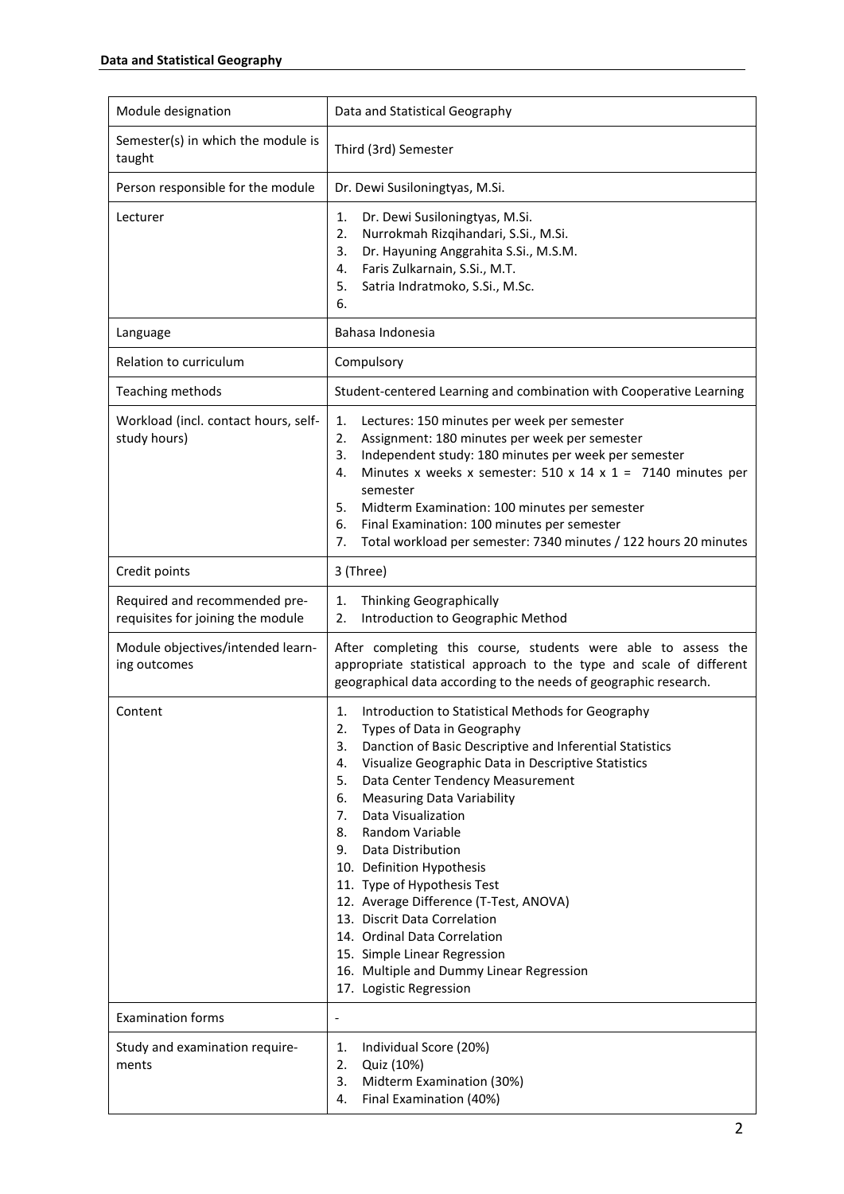| | |
|---|---|
| Module designation | Data and Statistical Geography |
| Semester(s) in which the module is taught | Third (3rd) Semester |
| Person responsible for the module | Dr. Dewi Susiloningtyas, M.Si. |
| Lecturer | 1. Dr. Dewi Susiloningtyas, M.Si.<br>2. Nurrokmah Rizqihandari, S.Si., M.Si.<br>3. Dr. Hayuning Anggrahita S.Si., M.S.M.<br>4. Faris Zulkarnain, S.Si., M.T.<br>5. Satria Indratmoko, S.Si., M.Sc.<br>6. |
| Language | Bahasa Indonesia |
| Relation to curriculum | Compulsory |
| Teaching methods | Student-centered Learning and combination with Cooperative Learning |
| Workload (incl. contact hours, self-study hours) | 1. Lectures: 150 minutes per week per semester<br>2. Assignment: 180 minutes per week per semester<br>3. Independent study: 180 minutes per week per semester<br>4. Minutes x weeks x semester: 510 x 14 x 1 = 7140 minutes per semester<br>5. Midterm Examination: 100 minutes per semester<br>6. Final Examination: 100 minutes per semester<br>7. Total workload per semester: 7340 minutes / 122 hours 20 minutes |
| Credit points | 3 (Three) |
| Required and recommended pre-requisites for joining the module | 1. Thinking Geographically<br>2. Introduction to Geographic Method |
| Module objectives/intended learning outcomes | After completing this course, students were able to assess the appropriate statistical approach to the type and scale of different geographical data according to the needs of geographic research. |
| Content | 1. Introduction to Statistical Methods for Geography<br>2. Types of Data in Geography<br>3. Danction of Basic Descriptive and Inferential Statistics<br>4. Visualize Geographic Data in Descriptive Statistics<br>5. Data Center Tendency Measurement<br>6. Measuring Data Variability<br>7. Data Visualization<br>8. Random Variable<br>9. Data Distribution<br>10. Definition Hypothesis<br>11. Type of Hypothesis Test<br>12. Average Difference (T-Test, ANOVA)<br>13. Discrit Data Correlation<br>14. Ordinal Data Correlation<br>15. Simple Linear Regression<br>16. Multiple and Dummy Linear Regression<br>17. Logistic Regression |
| Examination forms | - |
| Study and examination requirements | 1. Individual Score (20%)<br>2. Quiz (10%)<br>3. Midterm Examination (30%)<br>4. Final Examination (40%) |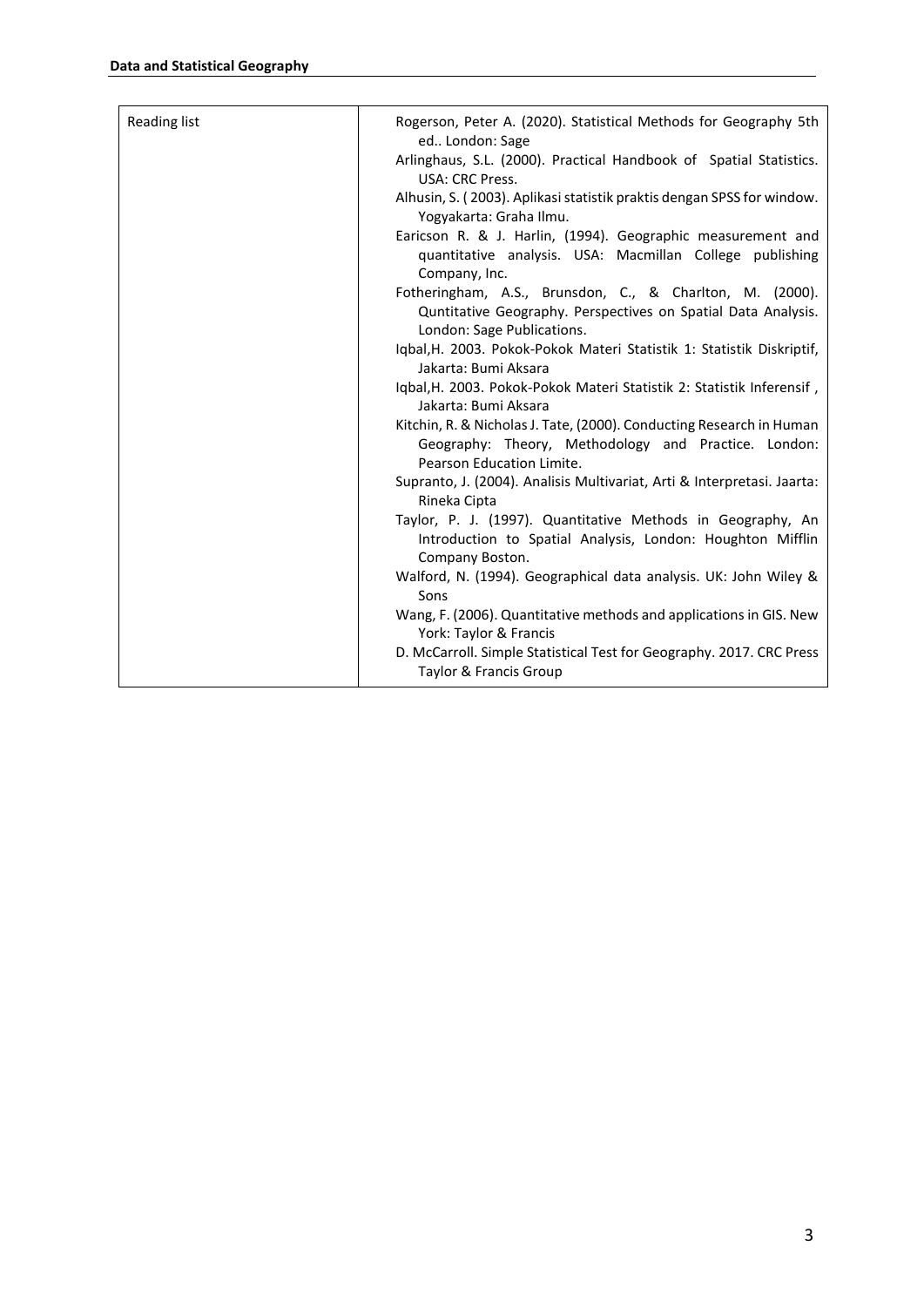| | |
|---|---|
| Reading list | Rogerson, Peter A. (2020). Statistical Methods for Geography 5th ed.. London: Sage<br>Arlinghaus, S.L. (2000). Practical Handbook of Spatial Statistics. USA: CRC Press.<br>Alhusin, S. ( 2003). Aplikasi statistik praktis dengan SPSS for window. Yogyakarta: Graha Ilmu.<br>Earicson R. & J. Harlin, (1994). Geographic measurement and quantitative analysis. USA: Macmillan College publishing Company, Inc.<br>Fotheringham, A.S., Brunsdon, C., & Charlton, M. (2000). Quntitative Geography. Perspectives on Spatial Data Analysis. London: Sage Publications.<br>Iqbal,H. 2003. Pokok-Pokok Materi Statistik 1: Statistik Diskriptif, Jakarta: Bumi Aksara<br>Iqbal,H. 2003. Pokok-Pokok Materi Statistik 2: Statistik Inferensif , Jakarta: Bumi Aksara<br>Kitchin, R. & Nicholas J. Tate, (2000). Conducting Research in Human Geography: Theory, Methodology and Practice. London: Pearson Education Limite.<br>Supranto, J. (2004). Analisis Multivariat, Arti & Interpretasi. Jaarta: Rineka Cipta<br>Taylor, P. J. (1997). Quantitative Methods in Geography, An Introduction to Spatial Analysis, London: Houghton Mifflin Company Boston.<br>Walford, N. (1994). Geographical data analysis. UK: John Wiley & Sons<br>Wang, F. (2006). Quantitative methods and applications in GIS. New York: Taylor & Francis<br>D. McCarroll. Simple Statistical Test for Geography. 2017. CRC Press Taylor & Francis Group |